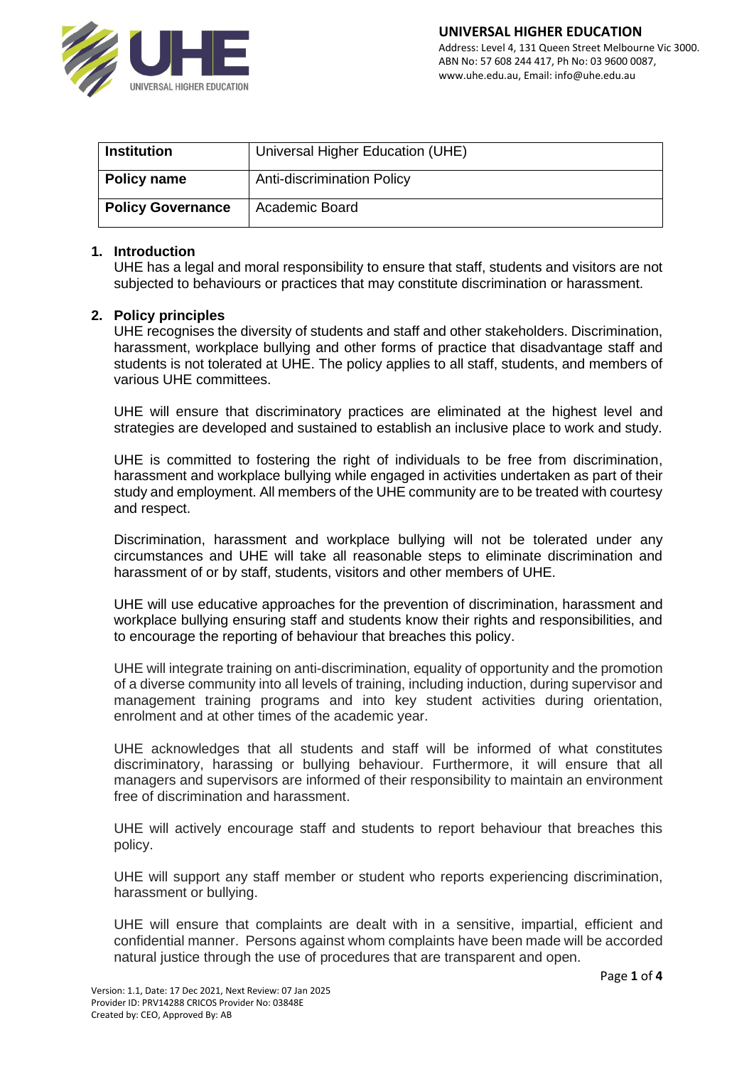| **Institution** | Universal Higher Education (UHE) |
| --- | --- |
| **Policy name** | Anti-discrimination Policy |
| **Policy Governance** | Academic Board |

## 1. Introduction

UHE has a legal and moral responsibility to ensure that staff, students and visitors are not subjected to behaviours or practices that may constitute discrimination or harassment.

## 2. Policy principles

UHE recognises the diversity of students and staff and other stakeholders. Discrimination, harassment, workplace bullying and other forms of practice that disadvantage staff and students is not tolerated at UHE. The policy applies to all staff, students, and members of various UHE committees.

UHE will ensure that discriminatory practices are eliminated at the highest level and strategies are developed and sustained to establish an inclusive place to work and study.

UHE is committed to fostering the right of individuals to be free from discrimination, harassment and workplace bullying while engaged in activities undertaken as part of their study and employment. All members of the UHE community are to be treated with courtesy and respect.

Discrimination, harassment and workplace bullying will not be tolerated under any circumstances and UHE will take all reasonable steps to eliminate discrimination and harassment of or by staff, students, visitors and other members of UHE.

UHE will use educative approaches for the prevention of discrimination, harassment and workplace bullying ensuring staff and students know their rights and responsibilities, and to encourage the reporting of behaviour that breaches this policy.

UHE will integrate training on anti-discrimination, equality of opportunity and the promotion of a diverse community into all levels of training, including induction, during supervisor and management training programs and into key student activities during orientation, enrolment and at other times of the academic year.

UHE acknowledges that all students and staff will be informed of what constitutes discriminatory, harassing or bullying behaviour. Furthermore, it will ensure that all managers and supervisors are informed of their responsibility to maintain an environment free of discrimination and harassment.

UHE will actively encourage staff and students to report behaviour that breaches this policy.

UHE will support any staff member or student who reports experiencing discrimination, harassment or bullying.

UHE will ensure that complaints are dealt with in a sensitive, impartial, efficient and confidential manner. Persons against whom complaints have been made will be accorded natural justice through the use of procedures that are transparent and open.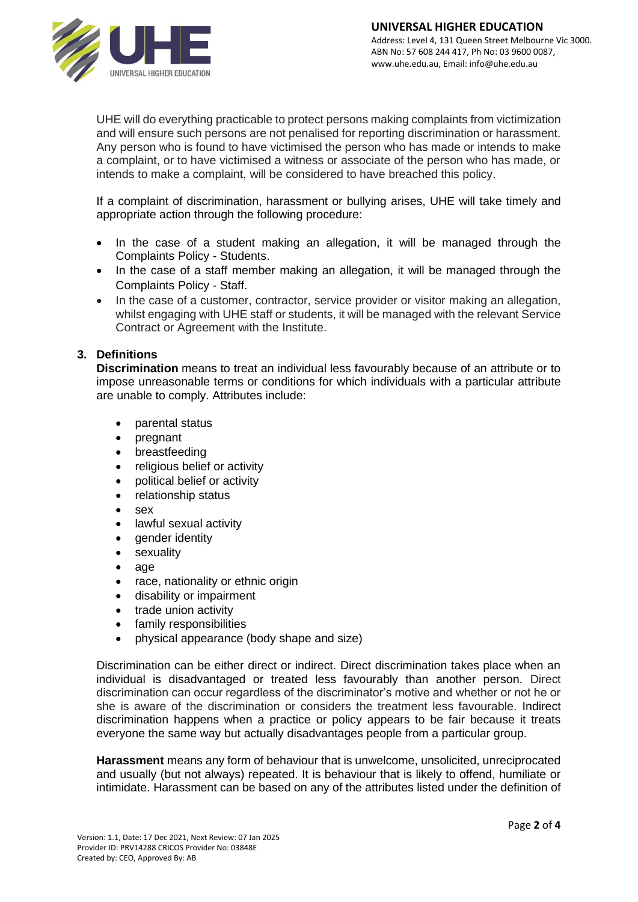UHE will do everything practicable to protect persons making complaints from victimization and will ensure such persons are not penalised for reporting discrimination or harassment. Any person who is found to have victimised the person who has made or intends to make a complaint, or to have victimised a witness or associate of the person who has made, or intends to make a complaint, will be considered to have breached this policy.

If a complaint of discrimination, harassment or bullying arises, UHE will take timely and appropriate action through the following procedure:

- In the case of a student making an allegation, it will be managed through the Complaints Policy - Students.
- In the case of a staff member making an allegation, it will be managed through the Complaints Policy - Staff.
- In the case of a customer, contractor, service provider or visitor making an allegation, whilst engaging with UHE staff or students, it will be managed with the relevant Service Contract or Agreement with the Institute.

## 3. Definitions

**Discrimination** means to treat an individual less favourably because of an attribute or to impose unreasonable terms or conditions for which individuals with a particular attribute are unable to comply. Attributes include:

- parental status
- pregnant
- breastfeeding
- religious belief or activity
- political belief or activity
- relationship status
- sex
- lawful sexual activity
- gender identity
- sexuality
- age
- race, nationality or ethnic origin
- disability or impairment
- trade union activity
- family responsibilities
- physical appearance (body shape and size)

Discrimination can be either direct or indirect. Direct discrimination takes place when an individual is disadvantaged or treated less favourably than another person. Direct discrimination can occur regardless of the discriminator's motive and whether or not he or she is aware of the discrimination or considers the treatment less favourable. Indirect discrimination happens when a practice or policy appears to be fair because it treats everyone the same way but actually disadvantages people from a particular group.

**Harassment** means any form of behaviour that is unwelcome, unsolicited, unreciprocated and usually (but not always) repeated. It is behaviour that is likely to offend, humiliate or intimidate. Harassment can be based on any of the attributes listed under the definition of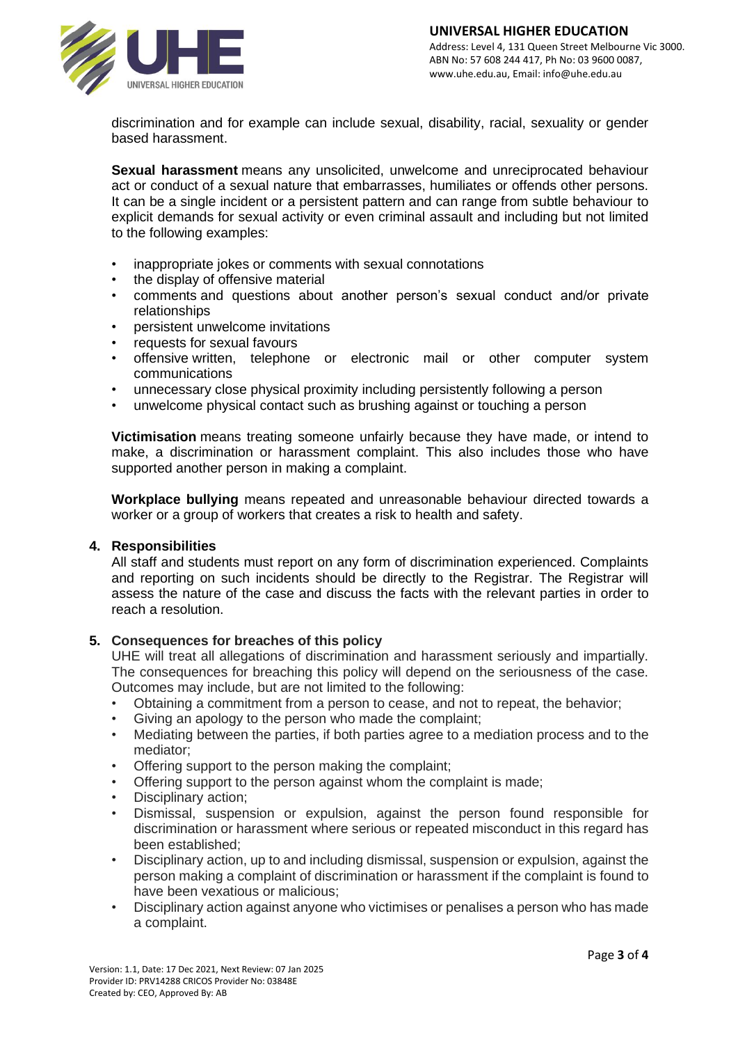discrimination and for example can include sexual, disability, racial, sexuality or gender based harassment.

**Sexual harassment** means any unsolicited, unwelcome and unreciprocated behaviour act or conduct of a sexual nature that embarrasses, humiliates or offends other persons. It can be a single incident or a persistent pattern and can range from subtle behaviour to explicit demands for sexual activity or even criminal assault and including but not limited to the following examples:

- inappropriate jokes or comments with sexual connotations
- the display of offensive material
- comments and questions about another person's sexual conduct and/or private relationships
- persistent unwelcome invitations
- requests for sexual favours
- offensive written, telephone or electronic mail or other computer system communications
- unnecessary close physical proximity including persistently following a person
- unwelcome physical contact such as brushing against or touching a person

**Victimisation** means treating someone unfairly because they have made, or intend to make, a discrimination or harassment complaint. This also includes those who have supported another person in making a complaint.

**Workplace bullying** means repeated and unreasonable behaviour directed towards a worker or a group of workers that creates a risk to health and safety.

## 4. Responsibilities

All staff and students must report on any form of discrimination experienced. Complaints and reporting on such incidents should be directly to the Registrar. The Registrar will assess the nature of the case and discuss the facts with the relevant parties in order to reach a resolution.

## 5. Consequences for breaches of this policy

UHE will treat all allegations of discrimination and harassment seriously and impartially. The consequences for breaching this policy will depend on the seriousness of the case. Outcomes may include, but are not limited to the following:

- Obtaining a commitment from a person to cease, and not to repeat, the behavior;
- Giving an apology to the person who made the complaint;
- Mediating between the parties, if both parties agree to a mediation process and to the mediator;
- Offering support to the person making the complaint;
- Offering support to the person against whom the complaint is made;
- Disciplinary action;
- Dismissal, suspension or expulsion, against the person found responsible for discrimination or harassment where serious or repeated misconduct in this regard has been established;
- Disciplinary action, up to and including dismissal, suspension or expulsion, against the person making a complaint of discrimination or harassment if the complaint is found to have been vexatious or malicious;
- Disciplinary action against anyone who victimises or penalises a person who has made a complaint.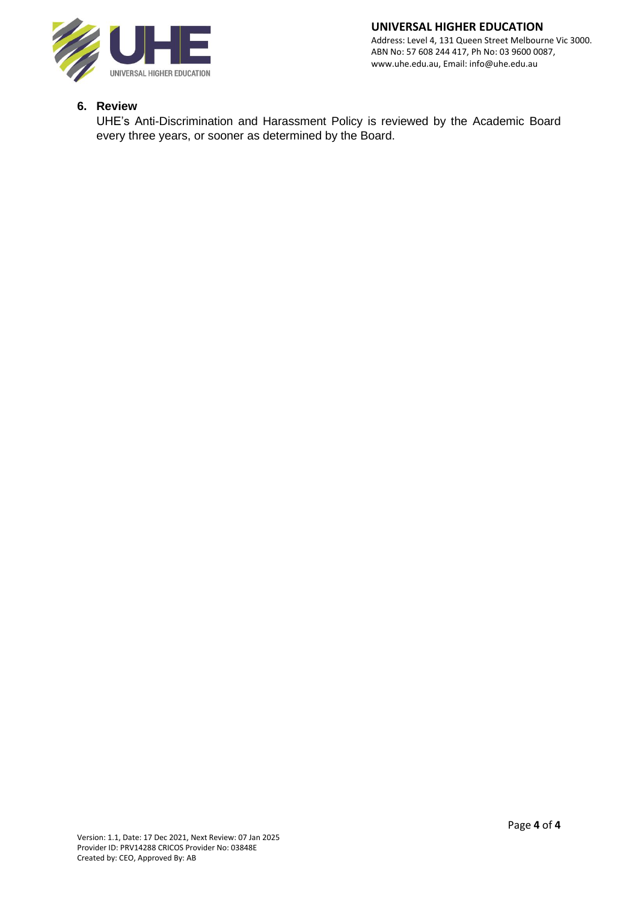## 6. Review

UHE's Anti-Discrimination and Harassment Policy is reviewed by the Academic Board every three years, or sooner as determined by the Board.